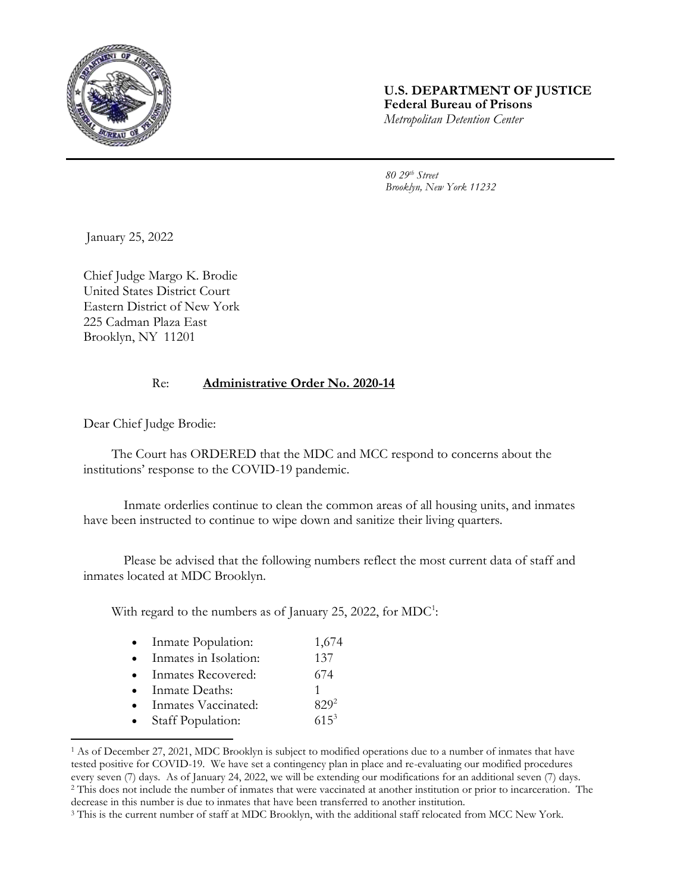**U.S. DEPARTMENT OF JUSTICE**
**Federal Bureau of Prisons**
*Metropolitan Detention Center*

*80 29th Street*
*Brooklyn, New York 11232*

January 25, 2022

Chief Judge Margo K. Brodie
United States District Court
Eastern District of New York
225 Cadman Plaza East
Brooklyn, NY 11201

Re: **Administrative Order No. 2020-14**

Dear Chief Judge Brodie:

The Court has ORDERED that the MDC and MCC respond to concerns about the institutions' response to the COVID-19 pandemic.

Inmate orderlies continue to clean the common areas of all housing units, and inmates have been instructed to continue to wipe down and sanitize their living quarters.

Please be advised that the following numbers reflect the most current data of staff and inmates located at MDC Brooklyn.

With regard to the numbers as of January 25, 2022, for MDC[1]:

- Inmate Population: 1,674
- Inmates in Isolation: 137
- Inmates Recovered: 674
- Inmate Deaths: 1
- Inmates Vaccinated: 829[2]
- Staff Population: 615[3]

---

[1] As of December 27, 2021, MDC Brooklyn is subject to modified operations due to a number of inmates that have tested positive for COVID-19. We have set a contingency plan in place and re-evaluating our modified procedures every seven (7) days. As of January 24, 2022, we will be extending our modifications for an additional seven (7) days.

[2] This does not include the number of inmates that were vaccinated at another institution or prior to incarceration. The decrease in this number is due to inmates that have been transferred to another institution.

[3] This is the current number of staff at MDC Brooklyn, with the additional staff relocated from MCC New York.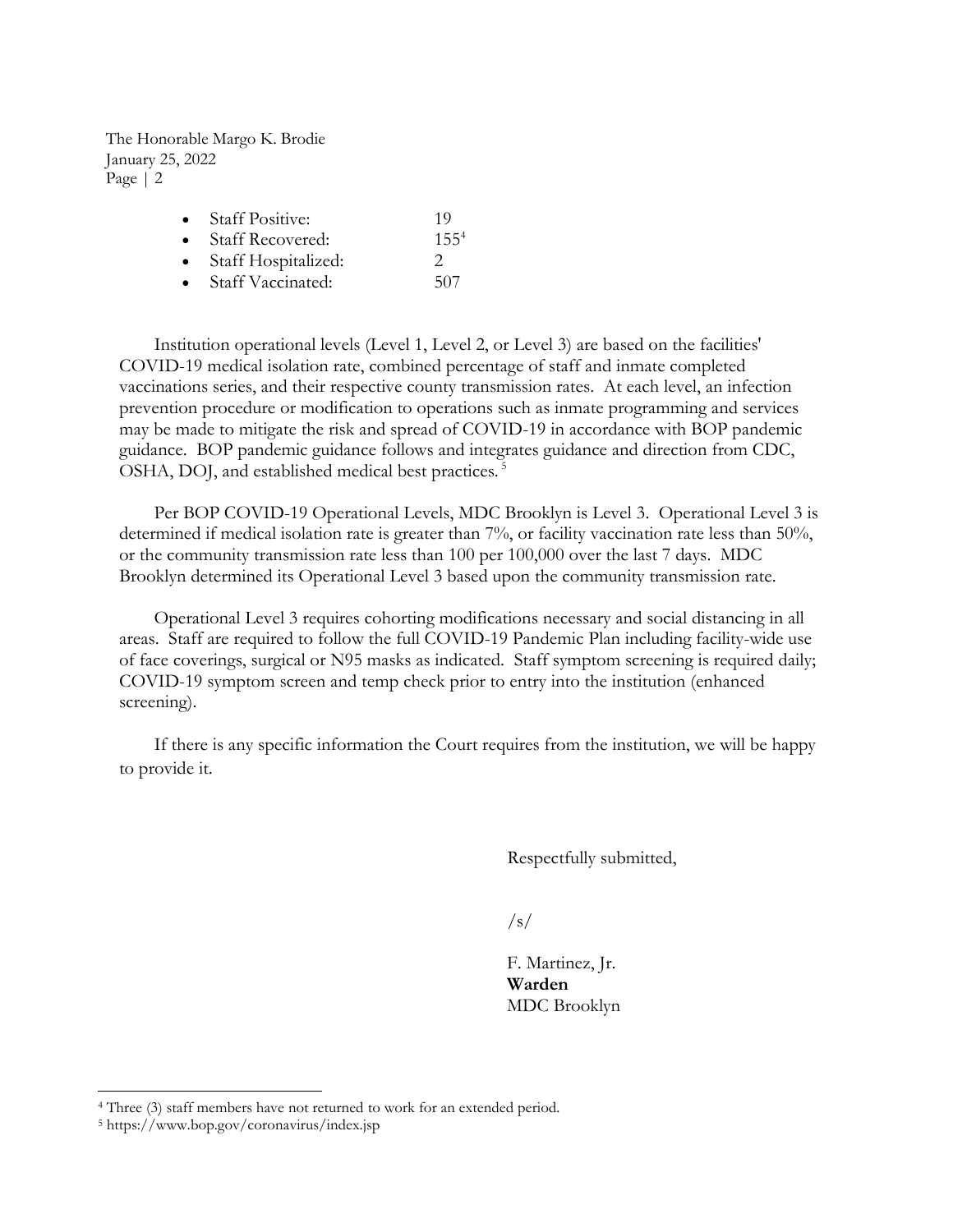The Honorable Margo K. Brodie
January 25, 2022

- Staff Positive: 19
- Staff Recovered: 155[4]
- Staff Hospitalized: 2
- Staff Vaccinated: 507

Institution operational levels (Level 1, Level 2, or Level 3) are based on the facilities' COVID-19 medical isolation rate, combined percentage of staff and inmate completed vaccinations series, and their respective county transmission rates. At each level, an infection prevention procedure or modification to operations such as inmate programming and services may be made to mitigate the risk and spread of COVID-19 in accordance with BOP pandemic guidance. BOP pandemic guidance follows and integrates guidance and direction from CDC, OSHA, DOJ, and established medical best practices.[5]

Per BOP COVID-19 Operational Levels, MDC Brooklyn is Level 3. Operational Level 3 is determined if medical isolation rate is greater than 7%, or facility vaccination rate less than 50%, or the community transmission rate less than 100 per 100,000 over the last 7 days. MDC Brooklyn determined its Operational Level 3 based upon the community transmission rate.

Operational Level 3 requires cohorting modifications necessary and social distancing in all areas. Staff are required to follow the full COVID-19 Pandemic Plan including facility-wide use of face coverings, surgical or N95 masks as indicated. Staff symptom screening is required daily; COVID-19 symptom screen and temp check prior to entry into the institution (enhanced screening).

If there is any specific information the Court requires from the institution, we will be happy to provide it.

Respectfully submitted,

/s/

F. Martinez, Jr.
**Warden**
MDC Brooklyn

---

[4] Three (3) staff members have not returned to work for an extended period.

[5] https://www.bop.gov/coronavirus/index.jsp